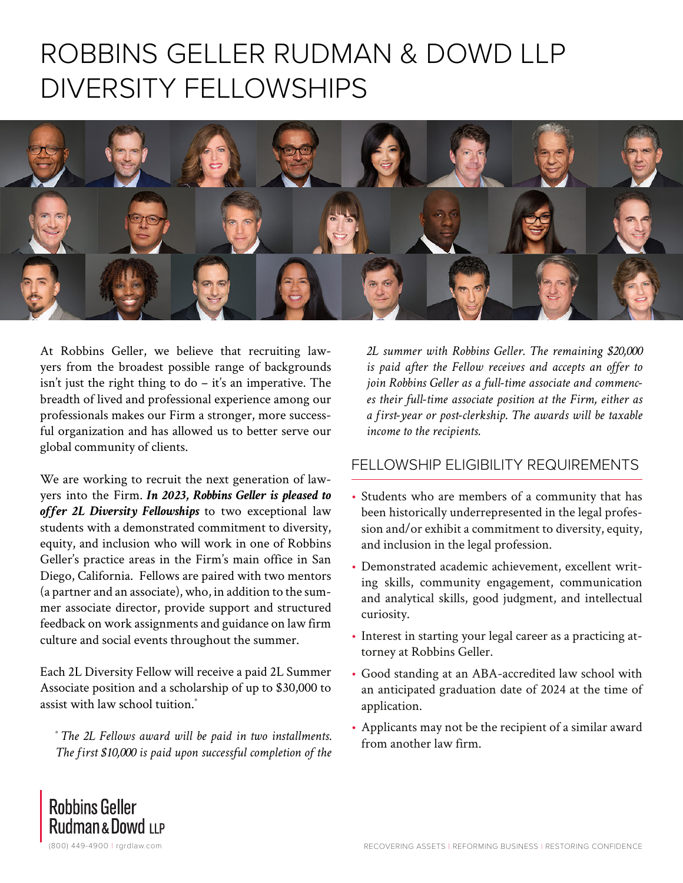# ROBBINS GELLER RUDMAN & DOWD LLP DIVERSITY FELLOWSHIPS

At Robbins Geller, we believe that recruiting lawyers from the broadest possible range of backgrounds isn't just the right thing to do – it's an imperative. The breadth of lived and professional experience among our professionals makes our Firm a stronger, more successful organization and has allowed us to better serve our global community of clients.

We are working to recruit the next generation of lawyers into the Firm. ***In 2023, Robbins Geller is pleased to offer 2L Diversity Fellowships*** to two exceptional law students with a demonstrated commitment to diversity, equity, and inclusion who will work in one of Robbins Geller's practice areas in the Firm's main office in San Diego, California. Fellows are paired with two mentors (a partner and an associate), who, in addition to the summer associate director, provide support and structured feedback on work assignments and guidance on law firm culture and social events throughout the summer.

Each 2L Diversity Fellow will receive a paid 2L Summer Associate position and a scholarship of up to $30,000 to assist with law school tuition.*

*\* The 2L Fellows award will be paid in two installments. The first $10,000 is paid upon successful completion of the 2L summer with Robbins Geller. The remaining $20,000 is paid after the Fellow receives and accepts an offer to join Robbins Geller as a full-time associate and commences their full-time associate position at the Firm, either as a first-year or post-clerkship. The awards will be taxable income to the recipients.*

## FELLOWSHIP ELIGIBILITY REQUIREMENTS

- Students who are members of a community that has been historically underrepresented in the legal profession and/or exhibit a commitment to diversity, equity, and inclusion in the legal profession.
- Demonstrated academic achievement, excellent writing skills, community engagement, communication and analytical skills, good judgment, and intellectual curiosity.
- Interest in starting your legal career as a practicing attorney at Robbins Geller.
- Good standing at an ABA-accredited law school with an anticipated graduation date of 2024 at the time of application.
- Applicants may not be the recipient of a similar award from another law firm.

Robbins Geller Rudman & Dowd LLP
(800) 449-4900 | rgrdlaw.com

RECOVERING ASSETS | REFORMING BUSINESS | RESTORING CONFIDENCE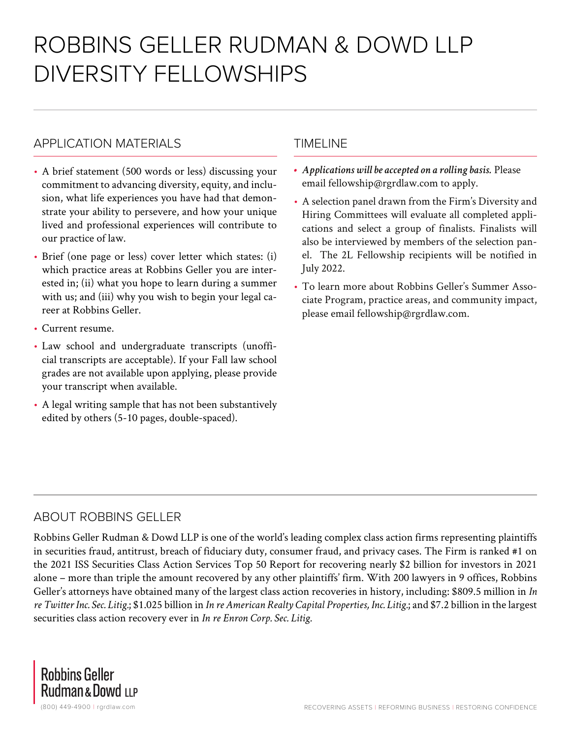# ROBBINS GELLER RUDMAN & DOWD LLP DIVERSITY FELLOWSHIPS

## APPLICATION MATERIALS

- A brief statement (500 words or less) discussing your commitment to advancing diversity, equity, and inclusion, what life experiences you have had that demonstrate your ability to persevere, and how your unique lived and professional experiences will contribute to our practice of law.
- Brief (one page or less) cover letter which states: (i) which practice areas at Robbins Geller you are interested in; (ii) what you hope to learn during a summer with us; and (iii) why you wish to begin your legal career at Robbins Geller.
- Current resume.
- Law school and undergraduate transcripts (unofficial transcripts are acceptable). If your Fall law school grades are not available upon applying, please provide your transcript when available.
- A legal writing sample that has not been substantively edited by others (5-10 pages, double-spaced).

## TIMELINE

- ***Applications will be accepted on a rolling basis.*** Please email fellowship@rgrdlaw.com to apply.
- A selection panel drawn from the Firm's Diversity and Hiring Committees will evaluate all completed applications and select a group of finalists. Finalists will also be interviewed by members of the selection panel. The 2L Fellowship recipients will be notified in July 2022.
- To learn more about Robbins Geller's Summer Associate Program, practice areas, and community impact, please email fellowship@rgrdlaw.com.

## ABOUT ROBBINS GELLER

Robbins Geller Rudman & Dowd LLP is one of the world's leading complex class action firms representing plaintiffs in securities fraud, antitrust, breach of fiduciary duty, consumer fraud, and privacy cases. The Firm is ranked #1 on the 2021 ISS Securities Class Action Services Top 50 Report for recovering nearly $2 billion for investors in 2021 alone – more than triple the amount recovered by any other plaintiffs' firm. With 200 lawyers in 9 offices, Robbins Geller's attorneys have obtained many of the largest class action recoveries in history, including: $809.5 million in *In re Twitter Inc. Sec. Litig.*; $1.025 billion in *In re American Realty Capital Properties, Inc. Litig.*; and $7.2 billion in the largest securities class action recovery ever in *In re Enron Corp. Sec. Litig.*

Robbins Geller Rudman & Dowd LLP

(800) 449-4900 | rgrdlaw.com

RECOVERING ASSETS | REFORMING BUSINESS | RESTORING CONFIDENCE